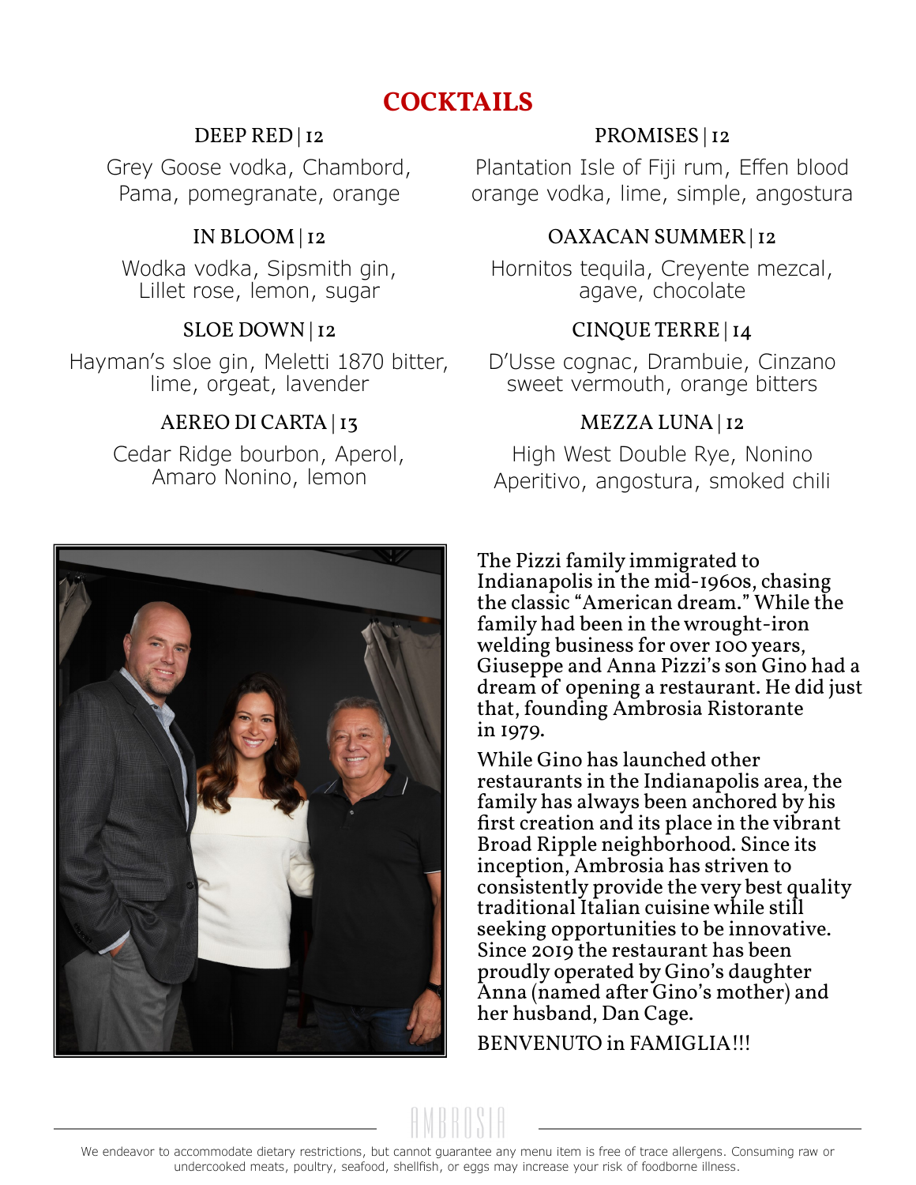# COCKTAILS

### DEEP RED | 12

Grey Goose vodka, Chambord, Pama, pomegranate, orange

### IN BLOOM | 12

Wodka vodka, Sipsmith gin, Lillet rose, lemon, sugar

### SLOE DOWN | 12

Hayman's sloe gin, Meletti 1870 bitter, lime, orgeat, lavender

### AEREO DI CARTA | 13

Cedar Ridge bourbon, Aperol, Amaro Nonino, lemon

### PROMISES | 12

Plantation Isle of Fiji rum, Effen blood orange vodka, lime, simple, angostura

### OAXACAN SUMMER | 12

Hornitos tequila, Creyente mezcal, agave, chocolate

### CINQUE TERRE | 14

D'Usse cognac, Drambuie, Cinzano sweet vermouth, orange bitters

### MEZZA LUNA | 12

High West Double Rye, Nonino Aperitivo, angostura, smoked chili

The Pizzi family immigrated to Indianapolis in the mid-1960s, chasing the classic "American dream." While the family had been in the wrought-iron welding business for over 100 years, Giuseppe and Anna Pizzi's son Gino had a dream of opening a restaurant. He did just that, founding Ambrosia Ristorante in 1979.

While Gino has launched other restaurants in the Indianapolis area, the family has always been anchored by his first creation and its place in the vibrant Broad Ripple neighborhood. Since its inception, Ambrosia has striven to consistently provide the very best quality traditional Italian cuisine while still seeking opportunities to be innovative. Since 2019 the restaurant has been proudly operated by Gino's daughter Anna (named after Gino's mother) and her husband, Dan Cage.

BENVENUTO in FAMIGLIA!!!

AMBROSIA

We endeavor to accommodate dietary restrictions, but cannot guarantee any menu item is free of trace allergens. Consuming raw or undercooked meats, poultry, seafood, shellfish, or eggs may increase your risk of foodborne illness.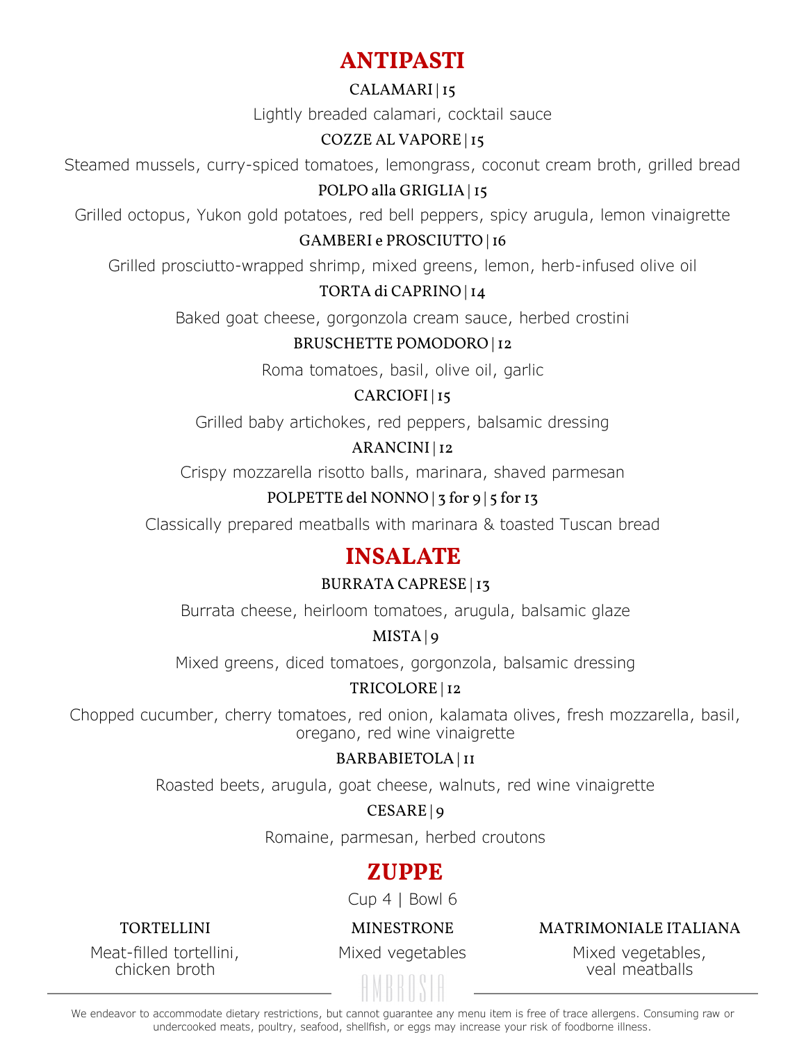# ANTIPASTI

**CALAMARI | 15**

Lightly breaded calamari, cocktail sauce

**COZZE AL VAPORE | 15**

Steamed mussels, curry-spiced tomatoes, lemongrass, coconut cream broth, grilled bread

**POLPO alla GRIGLIA | 15**

Grilled octopus, Yukon gold potatoes, red bell peppers, spicy arugula, lemon vinaigrette

**GAMBERI e PROSCIUTTO | 16**

Grilled prosciutto-wrapped shrimp, mixed greens, lemon, herb-infused olive oil

**TORTA di CAPRINO | 14**

Baked goat cheese, gorgonzola cream sauce, herbed crostini

**BRUSCHETTE POMODORO | 12**

Roma tomatoes, basil, olive oil, garlic

**CARCIOFI | 15**

Grilled baby artichokes, red peppers, balsamic dressing

**ARANCINI | 12**

Crispy mozzarella risotto balls, marinara, shaved parmesan

**POLPETTE del NONNO | 3 for 9 | 5 for 13**

Classically prepared meatballs with marinara & toasted Tuscan bread

# INSALATE

**BURRATA CAPRESE | 13**

Burrata cheese, heirloom tomatoes, arugula, balsamic glaze

**MISTA | 9**

Mixed greens, diced tomatoes, gorgonzola, balsamic dressing

**TRICOLORE | 12**

Chopped cucumber, cherry tomatoes, red onion, kalamata olives, fresh mozzarella, basil, oregano, red wine vinaigrette

**BARBABIETOLA | 11**

Roasted beets, arugula, goat cheese, walnuts, red wine vinaigrette

**CESARE | 9**

Romaine, parmesan, herbed croutons

# ZUPPE

Cup 4 | Bowl 6

**TORTELLINI**

Meat-filled tortellini, chicken broth

**MINESTRONE**

Mixed vegetables

**MATRIMONIALE ITALIANA**

Mixed vegetables, veal meatballs

AMBROSIA

We endeavor to accommodate dietary restrictions, but cannot guarantee any menu item is free of trace allergens. Consuming raw or undercooked meats, poultry, seafood, shellfish, or eggs may increase your risk of foodborne illness.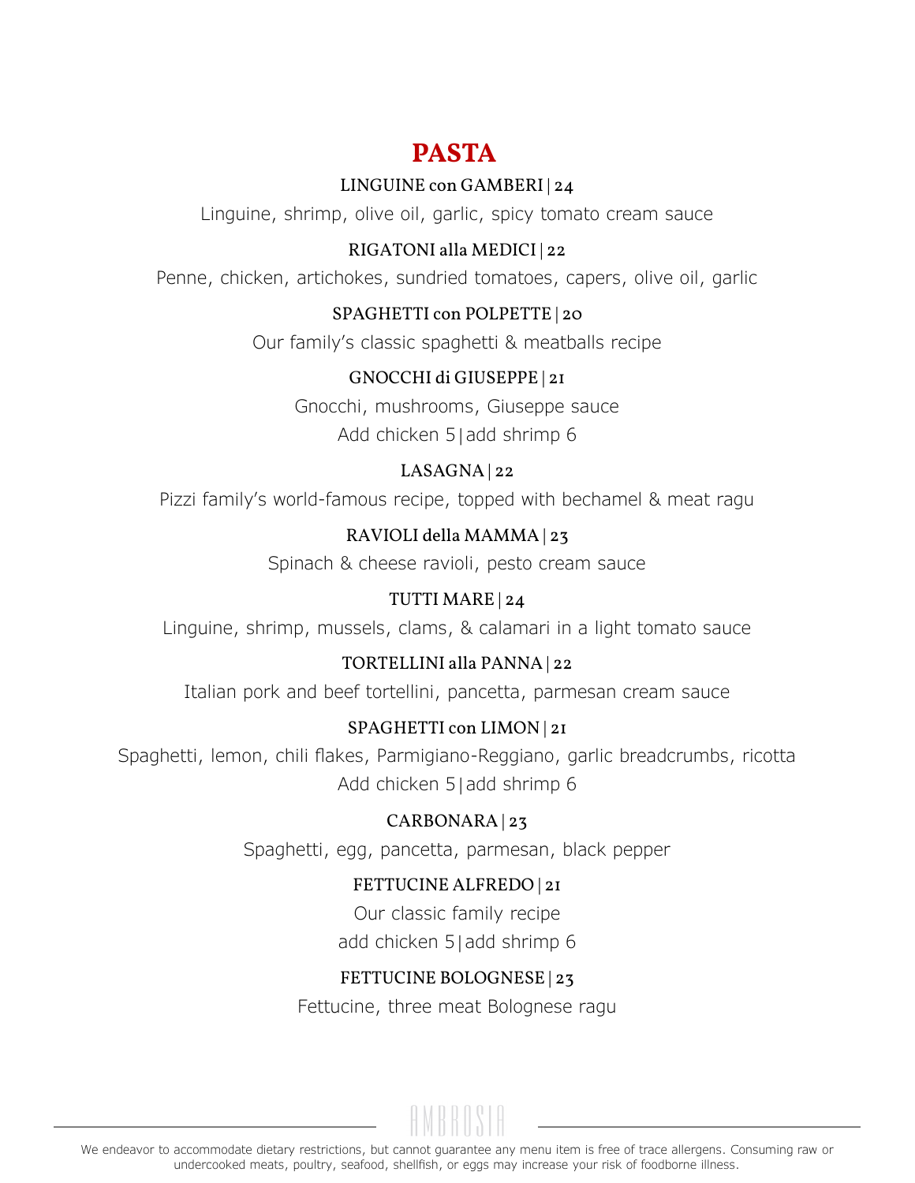# PASTA

**LINGUINE con GAMBERI | 24**

Linguine, shrimp, olive oil, garlic, spicy tomato cream sauce

**RIGATONI alla MEDICI | 22**

Penne, chicken, artichokes, sundried tomatoes, capers, olive oil, garlic

**SPAGHETTI con POLPETTE | 20**

Our family's classic spaghetti & meatballs recipe

**GNOCCHI di GIUSEPPE | 21**

Gnocchi, mushrooms, Giuseppe sauce

Add chicken 5|add shrimp 6

**LASAGNA | 22**

Pizzi family's world-famous recipe, topped with bechamel & meat ragu

**RAVIOLI della MAMMA | 23**

Spinach & cheese ravioli, pesto cream sauce

**TUTTI MARE | 24**

Linguine, shrimp, mussels, clams, & calamari in a light tomato sauce

**TORTELLINI alla PANNA | 22**

Italian pork and beef tortellini, pancetta, parmesan cream sauce

**SPAGHETTI con LIMON | 21**

Spaghetti, lemon, chili flakes, Parmigiano-Reggiano, garlic breadcrumbs, ricotta

Add chicken 5|add shrimp 6

**CARBONARA | 23**

Spaghetti, egg, pancetta, parmesan, black pepper

**FETTUCINE ALFREDO | 21**

Our classic family recipe

add chicken 5|add shrimp 6

**FETTUCINE BOLOGNESE | 23**

Fettucine, three meat Bolognese ragu

AMBROSIA

We endeavor to accommodate dietary restrictions, but cannot guarantee any menu item is free of trace allergens. Consuming raw or undercooked meats, poultry, seafood, shellfish, or eggs may increase your risk of foodborne illness.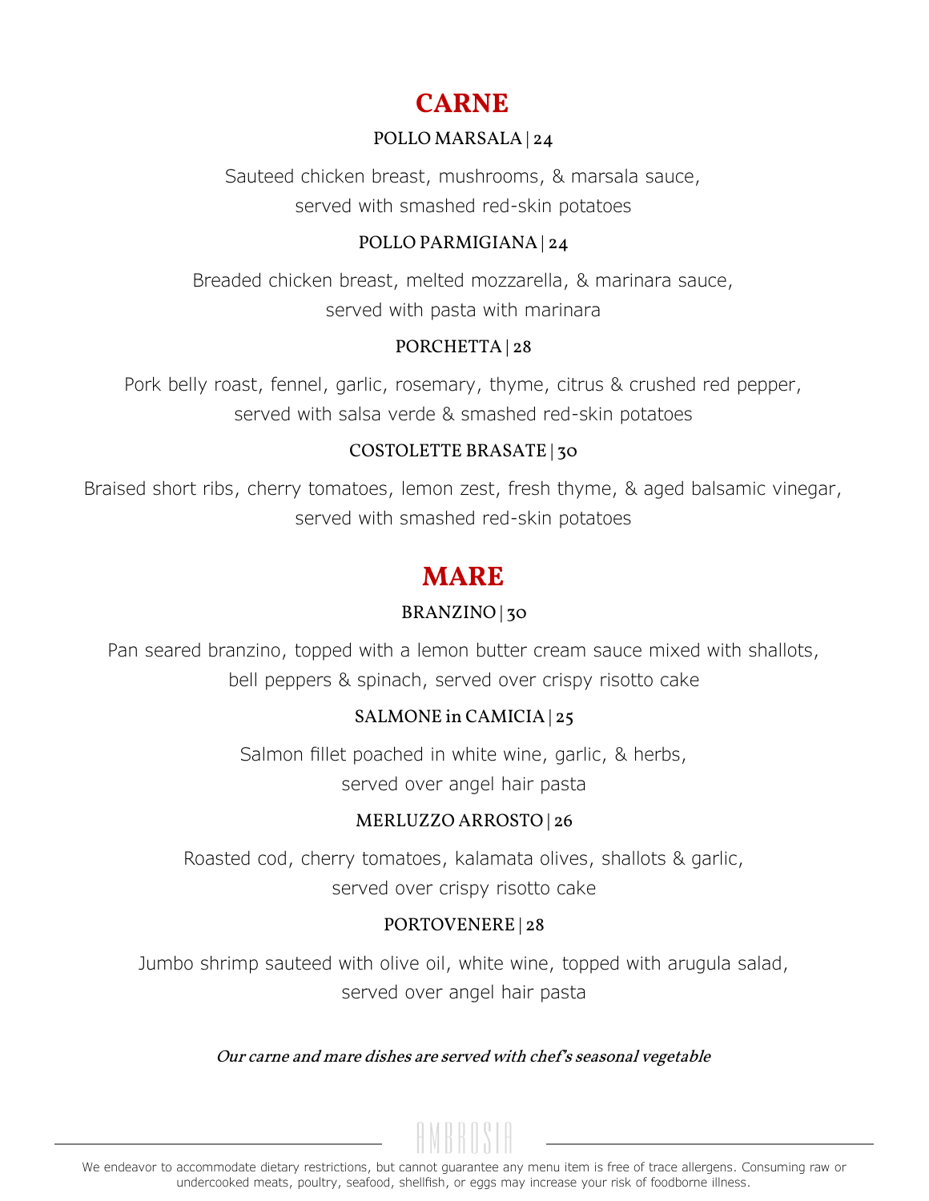# CARNE

### POLLO MARSALA | 24

Sauteed chicken breast, mushrooms, & marsala sauce,
served with smashed red-skin potatoes

### POLLO PARMIGIANA | 24

Breaded chicken breast, melted mozzarella, & marinara sauce,
served with pasta with marinara

### PORCHETTA | 28

Pork belly roast, fennel, garlic, rosemary, thyme, citrus & crushed red pepper,
served with salsa verde & smashed red-skin potatoes

### COSTOLETTE BRASATE | 30

Braised short ribs, cherry tomatoes, lemon zest, fresh thyme, & aged balsamic vinegar,
served with smashed red-skin potatoes

# MARE

### BRANZINO | 30

Pan seared branzino, topped with a lemon butter cream sauce mixed with shallots,
bell peppers & spinach, served over crispy risotto cake

### SALMONE in CAMICIA | 25

Salmon fillet poached in white wine, garlic, & herbs,
served over angel hair pasta

### MERLUZZO ARROSTO | 26

Roasted cod, cherry tomatoes, kalamata olives, shallots & garlic,
served over crispy risotto cake

### PORTOVENERE | 28

Jumbo shrimp sauteed with olive oil, white wine, topped with arugula salad,
served over angel hair pasta

***Our carne and mare dishes are served with chef's seasonal vegetable***

AMBROSIA

We endeavor to accommodate dietary restrictions, but cannot guarantee any menu item is free of trace allergens. Consuming raw or undercooked meats, poultry, seafood, shellfish, or eggs may increase your risk of foodborne illness.